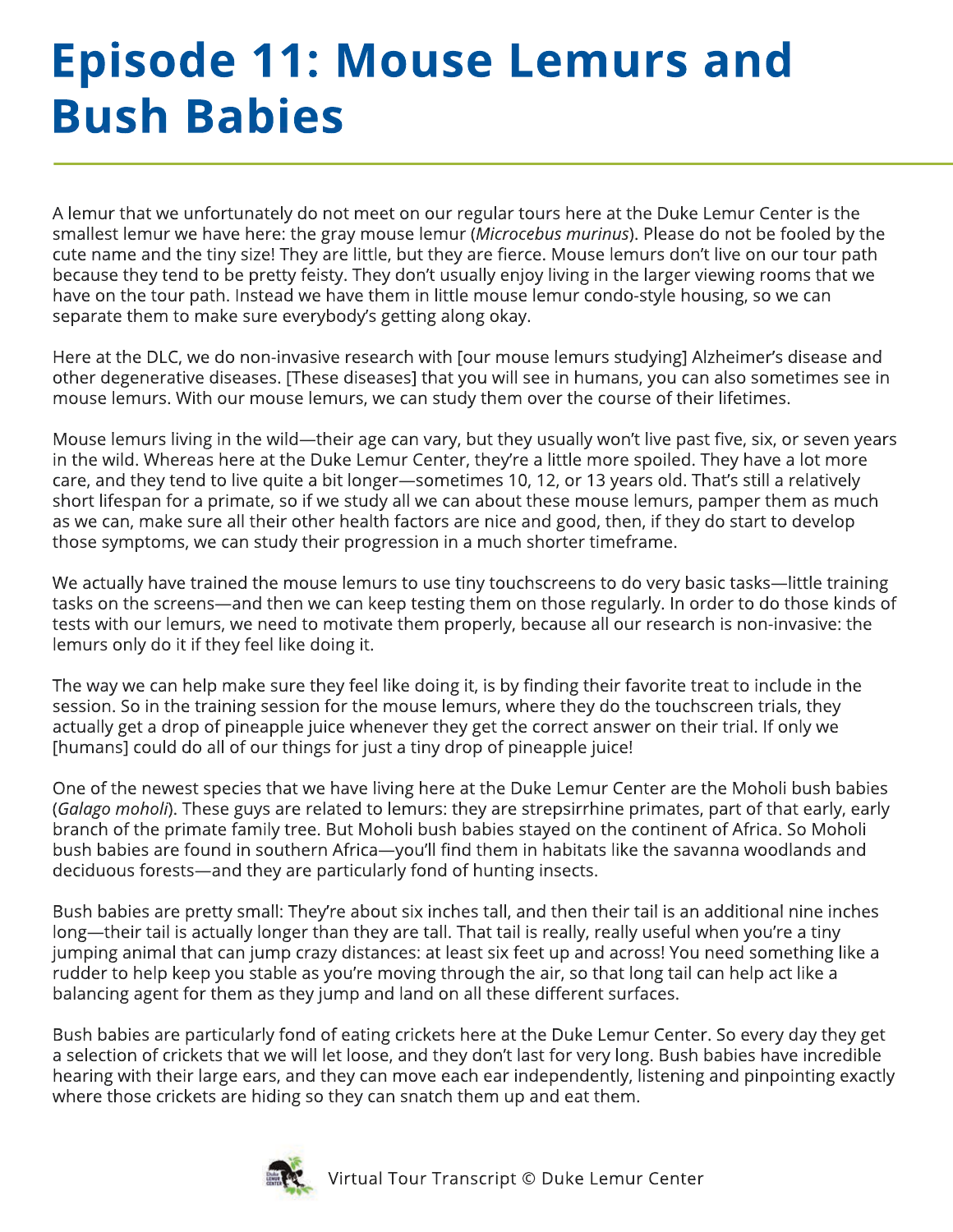# Episode 11: Mouse Lemurs and Bush Babies

A lemur that we unfortunately do not meet on our regular tours here at the Duke Lemur Center is the smallest lemur we have here: the gray mouse lemur (*Microcebus murinus*). Please do not be fooled by the cute name and the tiny size! They are little, but they are fierce. Mouse lemurs don't live on our tour path because they tend to be pretty feisty. They don't usually enjoy living in the larger viewing rooms that we have on the tour path. Instead we have them in little mouse lemur condo-style housing, so we can separate them to make sure everybody's getting along okay.

Here at the DLC, we do non-invasive research with [our mouse lemurs studying] Alzheimer's disease and other degenerative diseases. [These diseases] that you will see in humans, you can also sometimes see in mouse lemurs. With our mouse lemurs, we can study them over the course of their lifetimes.

Mouse lemurs living in the wild—their age can vary, but they usually won't live past five, six, or seven years in the wild. Whereas here at the Duke Lemur Center, they're a little more spoiled. They have a lot more care, and they tend to live quite a bit longer—sometimes 10, 12, or 13 years old. That's still a relatively short lifespan for a primate, so if we study all we can about these mouse lemurs, pamper them as much as we can, make sure all their other health factors are nice and good, then, if they do start to develop those symptoms, we can study their progression in a much shorter timeframe.

We actually have trained the mouse lemurs to use tiny touchscreens to do very basic tasks—little training tasks on the screens—and then we can keep testing them on those regularly. In order to do those kinds of tests with our lemurs, we need to motivate them properly, because all our research is non-invasive: the lemurs only do it if they feel like doing it.

The way we can help make sure they feel like doing it, is by finding their favorite treat to include in the session. So in the training session for the mouse lemurs, where they do the touchscreen trials, they actually get a drop of pineapple juice whenever they get the correct answer on their trial. If only we [humans] could do all of our things for just a tiny drop of pineapple juice!

One of the newest species that we have living here at the Duke Lemur Center are the Moholi bush babies (*Galago moholi*). These guys are related to lemurs: they are strepsirrhine primates, part of that early, early branch of the primate family tree. But Moholi bush babies stayed on the continent of Africa. So Moholi bush babies are found in southern Africa—you'll find them in habitats like the savanna woodlands and deciduous forests—and they are particularly fond of hunting insects.

Bush babies are pretty small: They're about six inches tall, and then their tail is an additional nine inches long—their tail is actually longer than they are tall. That tail is really, really useful when you're a tiny jumping animal that can jump crazy distances: at least six feet up and across! You need something like a rudder to help keep you stable as you're moving through the air, so that long tail can help act like a balancing agent for them as they jump and land on all these different surfaces.

Bush babies are particularly fond of eating crickets here at the Duke Lemur Center. So every day they get a selection of crickets that we will let loose, and they don't last for very long. Bush babies have incredible hearing with their large ears, and they can move each ear independently, listening and pinpointing exactly where those crickets are hiding so they can snatch them up and eat them.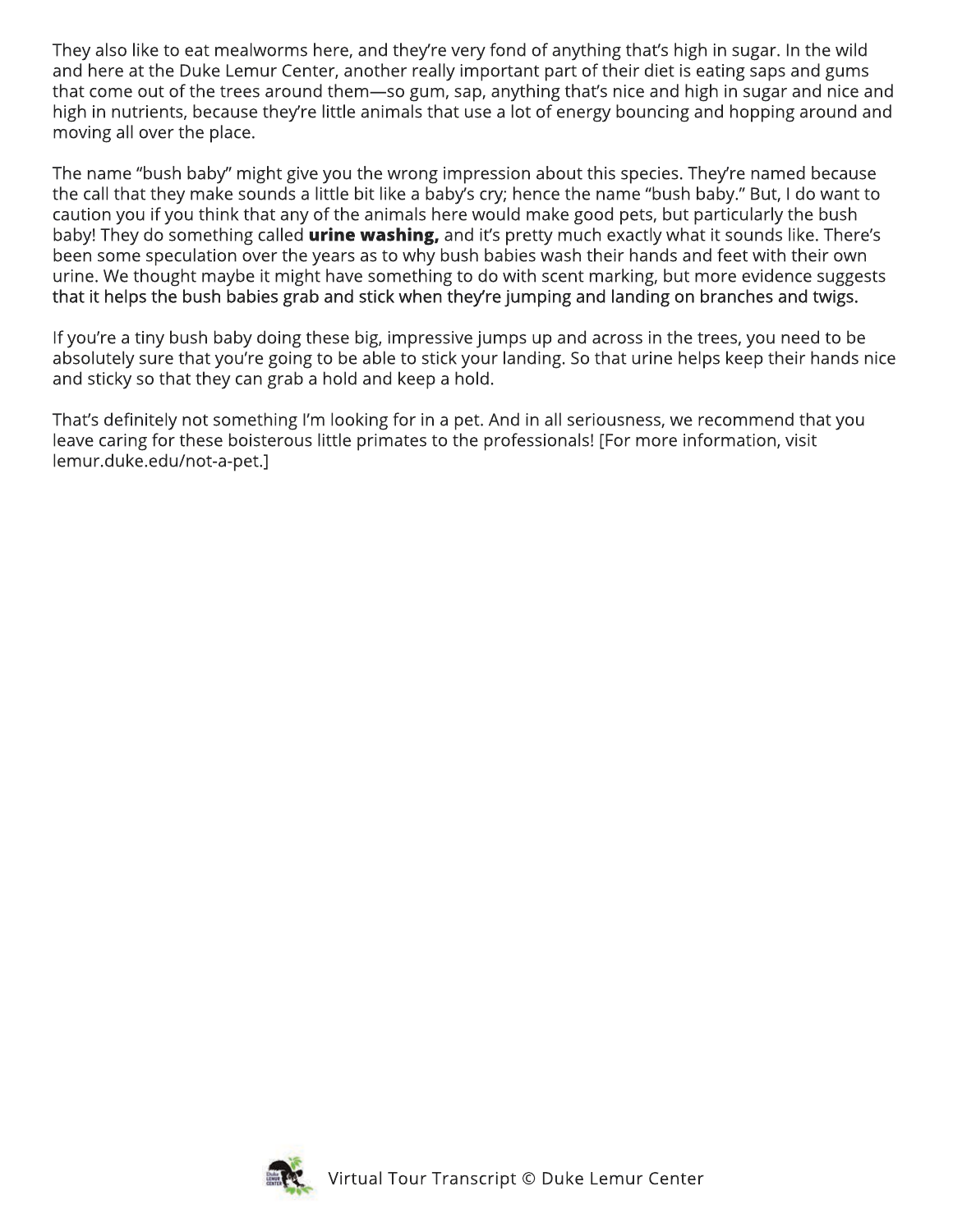They also like to eat mealworms here, and they're very fond of anything that's high in sugar. In the wild and here at the Duke Lemur Center, another really important part of their diet is eating saps and gums that come out of the trees around them—so gum, sap, anything that's nice and high in sugar and nice and high in nutrients, because they're little animals that use a lot of energy bouncing and hopping around and moving all over the place.

The name "bush baby" might give you the wrong impression about this species. They're named because the call that they make sounds a little bit like a baby's cry; hence the name "bush baby." But, I do want to caution you if you think that any of the animals here would make good pets, but particularly the bush baby! They do something called **urine washing,** and it's pretty much exactly what it sounds like. There's been some speculation over the years as to why bush babies wash their hands and feet with their own urine. We thought maybe it might have something to do with scent marking, but more evidence suggests that it helps the bush babies grab and stick when they're jumping and landing on branches and twigs.

If you're a tiny bush baby doing these big, impressive jumps up and across in the trees, you need to be absolutely sure that you're going to be able to stick your landing. So that urine helps keep their hands nice and sticky so that they can grab a hold and keep a hold.

That's definitely not something I'm looking for in a pet. And in all seriousness, we recommend that you leave caring for these boisterous little primates to the professionals! [For more information, visit lemur.duke.edu/not-a-pet.]